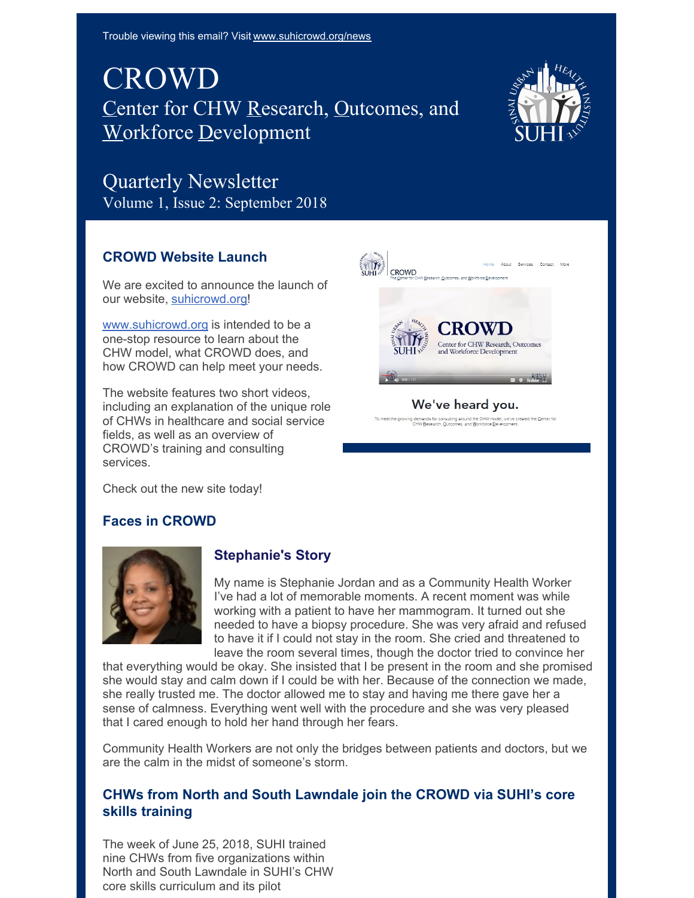Trouble viewing this email? Visit www.suhicrowd.org/news

# CROWD

## Center for CHW Research, Outcomes, and Workforce Development

## Quarterly Newsletter

Volume 1, Issue 2: September 2018

### CROWD Website Launch

We are excited to announce the launch of our website, suhicrowd.org!

www.suhicrowd.org is intended to be a one-stop resource to learn about the CHW model, what CROWD does, and how CROWD can help meet your needs.

The website features two short videos, including an explanation of the unique role of CHWs in healthcare and social service fields, as well as an overview of CROWD's training and consulting services.

Check out the new site today!

### Faces in CROWD

#### Stephanie's Story

My name is Stephanie Jordan and as a Community Health Worker I've had a lot of memorable moments. A recent moment was while working with a patient to have her mammogram. It turned out she needed to have a biopsy procedure. She was very afraid and refused to have it if I could not stay in the room. She cried and threatened to leave the room several times, though the doctor tried to convince her that everything would be okay. She insisted that I be present in the room and she promised she would stay and calm down if I could be with her. Because of the connection we made, she really trusted me. The doctor allowed me to stay and having me there gave her a sense of calmness. Everything went well with the procedure and she was very pleased that I cared enough to hold her hand through her fears.

Community Health Workers are not only the bridges between patients and doctors, but we are the calm in the midst of someone's storm.

### CHWs from North and South Lawndale join the CROWD via SUHI's core skills training

The week of June 25, 2018, SUHI trained nine CHWs from five organizations within North and South Lawndale in SUHI's CHW core skills curriculum and its pilot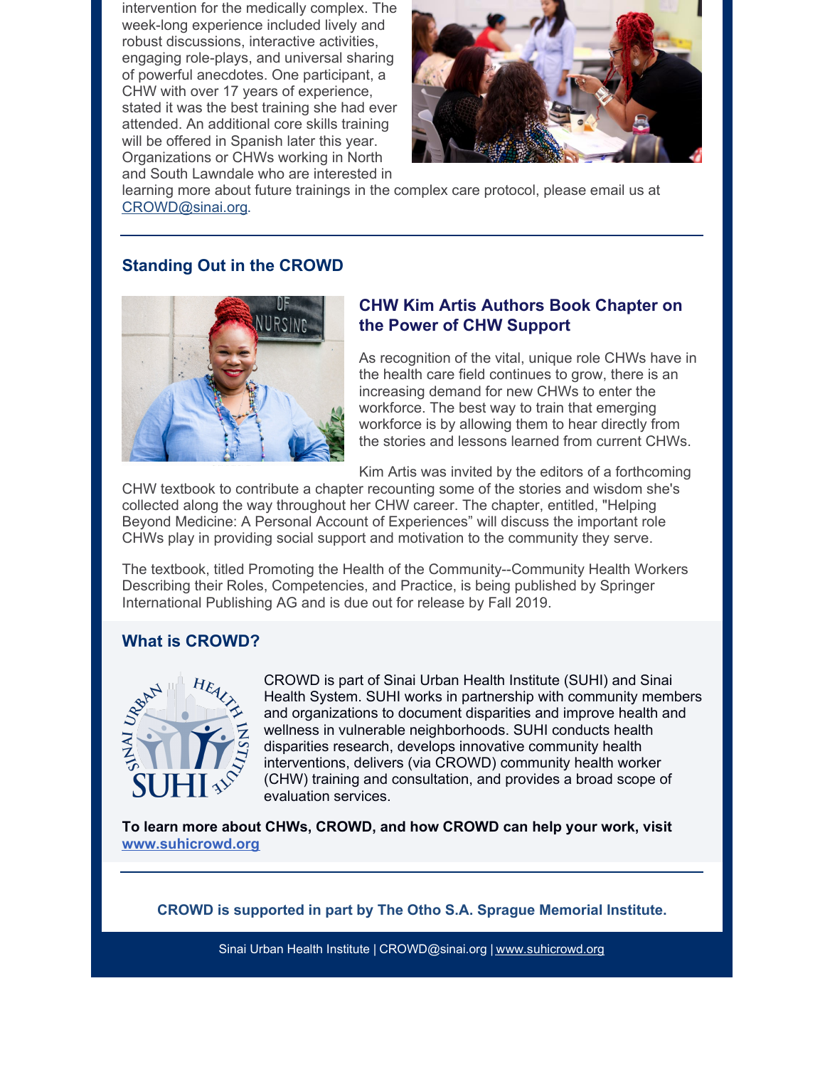intervention for the medically complex. The week-long experience included lively and robust discussions, interactive activities, engaging role-plays, and universal sharing of powerful anecdotes. One participant, a CHW with over 17 years of experience, stated it was the best training she had ever attended. An additional core skills training will be offered in Spanish later this year. Organizations or CHWs working in North and South Lawndale who are interested in learning more about future trainings in the complex care protocol, please email us at CROWD@sinai.org.

---

## Standing Out in the CROWD

### CHW Kim Artis Authors Book Chapter on the Power of CHW Support

As recognition of the vital, unique role CHWs have in the health care field continues to grow, there is an increasing demand for new CHWs to enter the workforce. The best way to train that emerging workforce is by allowing them to hear directly from the stories and lessons learned from current CHWs.

Kim Artis was invited by the editors of a forthcoming CHW textbook to contribute a chapter recounting some of the stories and wisdom she's collected along the way throughout her CHW career. The chapter, entitled, "Helping Beyond Medicine: A Personal Account of Experiences" will discuss the important role CHWs play in providing social support and motivation to the community they serve.

The textbook, titled Promoting the Health of the Community--Community Health Workers Describing their Roles, Competencies, and Practice, is being published by Springer International Publishing AG and is due out for release by Fall 2019.

## What is CROWD?

CROWD is part of Sinai Urban Health Institute (SUHI) and Sinai Health System. SUHI works in partnership with community members and organizations to document disparities and improve health and wellness in vulnerable neighborhoods. SUHI conducts health disparities research, develops innovative community health interventions, delivers (via CROWD) community health worker (CHW) training and consultation, and provides a broad scope of evaluation services.

**To learn more about CHWs, CROWD, and how CROWD can help your work, visit www.suhicrowd.org**

---

**CROWD is supported in part by The Otho S.A. Sprague Memorial Institute.**

Sinai Urban Health Institute | CROWD@sinai.org | www.suhicrowd.org